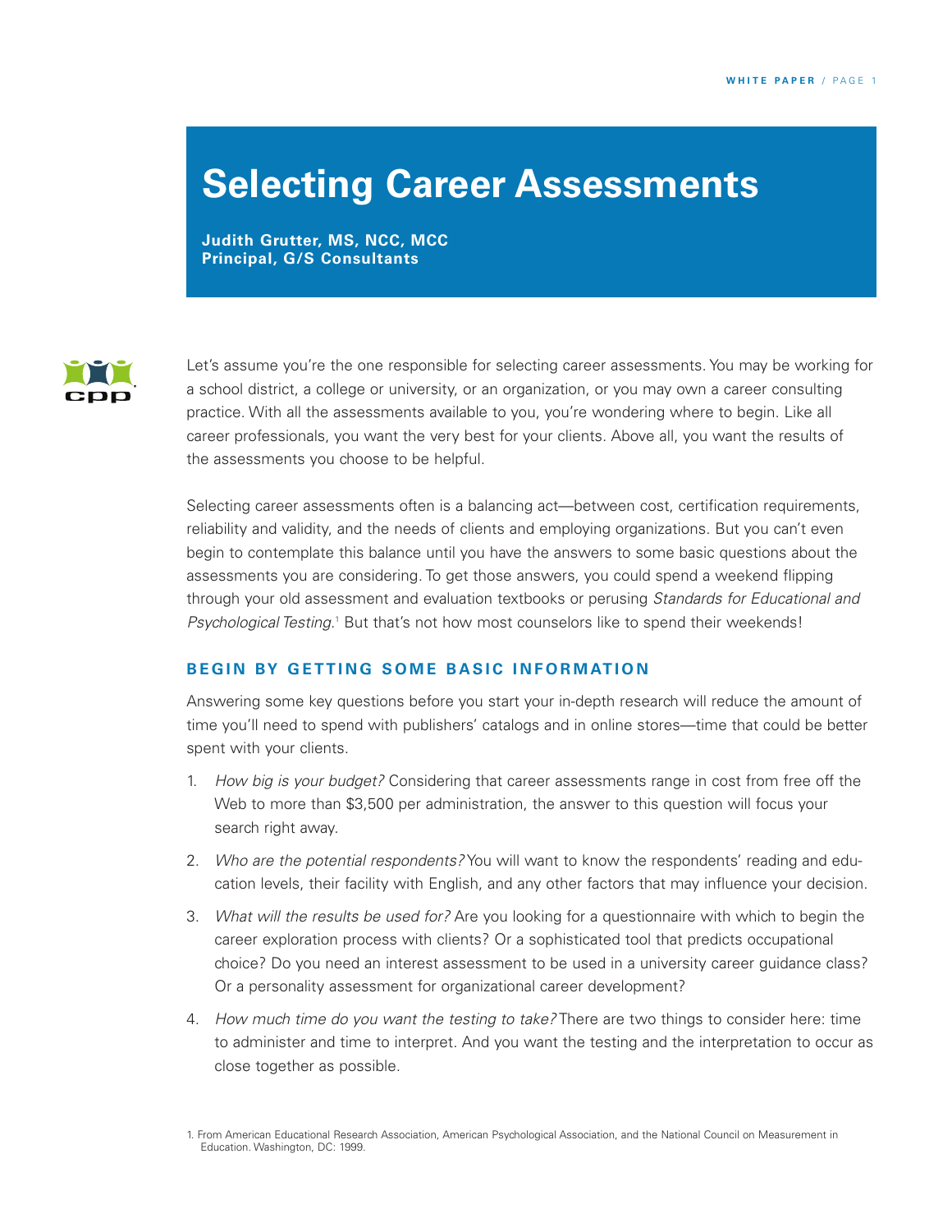# Selecting Career Assessments

**Judith Grutter, MS, NCC, MCC**
**Principal, G/S Consultants**

Let's assume you're the one responsible for selecting career assessments. You may be working for a school district, a college or university, or an organization, or you may own a career consulting practice. With all the assessments available to you, you're wondering where to begin. Like all career professionals, you want the very best for your clients. Above all, you want the results of the assessments you choose to be helpful.

Selecting career assessments often is a balancing act—between cost, certification requirements, reliability and validity, and the needs of clients and employing organizations. But you can't even begin to contemplate this balance until you have the answers to some basic questions about the assessments you are considering. To get those answers, you could spend a weekend flipping through your old assessment and evaluation textbooks or perusing *Standards for Educational and Psychological Testing.*[1] But that's not how most counselors like to spend their weekends!

## BEGIN BY GETTING SOME BASIC INFORMATION

Answering some key questions before you start your in-depth research will reduce the amount of time you'll need to spend with publishers' catalogs and in online stores—time that could be better spent with your clients.

1. *How big is your budget?* Considering that career assessments range in cost from free off the Web to more than $3,500 per administration, the answer to this question will focus your search right away.
2. *Who are the potential respondents?* You will want to know the respondents' reading and education levels, their facility with English, and any other factors that may influence your decision.
3. *What will the results be used for?* Are you looking for a questionnaire with which to begin the career exploration process with clients? Or a sophisticated tool that predicts occupational choice? Do you need an interest assessment to be used in a university career guidance class? Or a personality assessment for organizational career development?
4. *How much time do you want the testing to take?* There are two things to consider here: time to administer and time to interpret. And you want the testing and the interpretation to occur as close together as possible.

1. From American Educational Research Association, American Psychological Association, and the National Council on Measurement in Education. Washington, DC: 1999.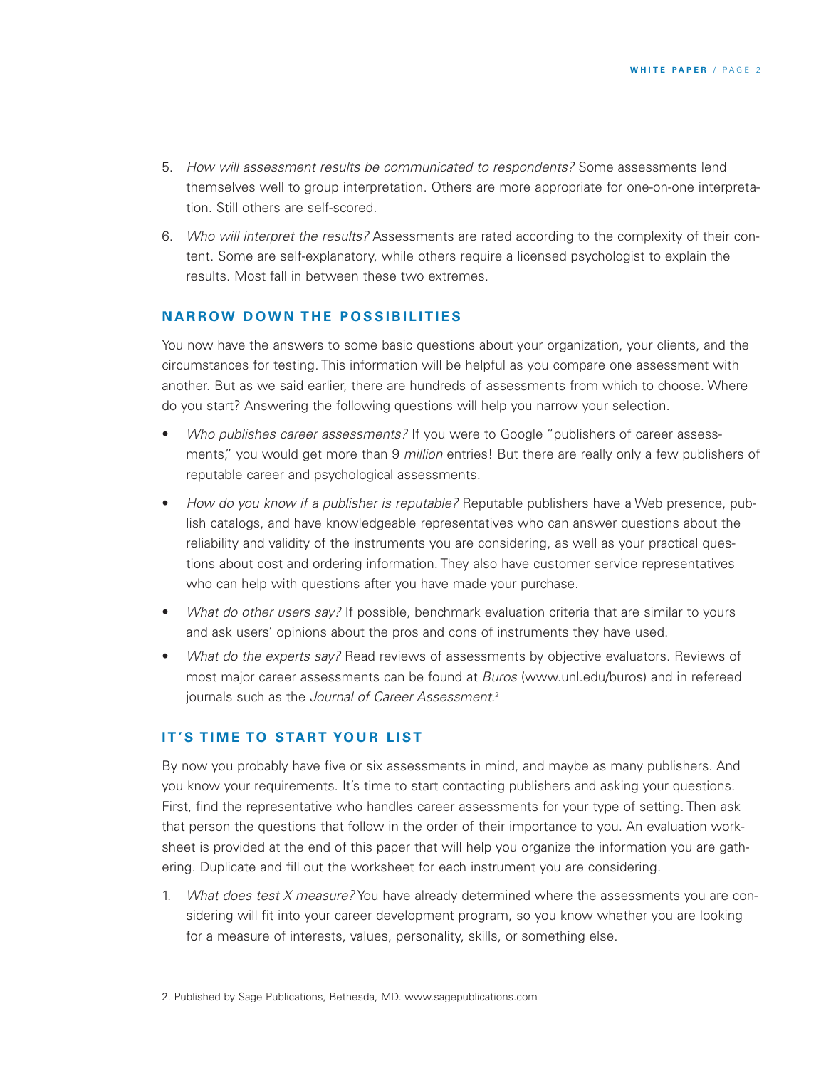5. *How will assessment results be communicated to respondents?* Some assessments lend themselves well to group interpretation. Others are more appropriate for one-on-one interpretation. Still others are self-scored.

6. *Who will interpret the results?* Assessments are rated according to the complexity of their content. Some are self-explanatory, while others require a licensed psychologist to explain the results. Most fall in between these two extremes.

## NARROW DOWN THE POSSIBILITIES

You now have the answers to some basic questions about your organization, your clients, and the circumstances for testing. This information will be helpful as you compare one assessment with another. But as we said earlier, there are hundreds of assessments from which to choose. Where do you start? Answering the following questions will help you narrow your selection.

- *Who publishes career assessments?* If you were to Google "publishers of career assessments," you would get more than 9 *million* entries! But there are really only a few publishers of reputable career and psychological assessments.
- *How do you know if a publisher is reputable?* Reputable publishers have a Web presence, publish catalogs, and have knowledgeable representatives who can answer questions about the reliability and validity of the instruments you are considering, as well as your practical questions about cost and ordering information. They also have customer service representatives who can help with questions after you have made your purchase.
- *What do other users say?* If possible, benchmark evaluation criteria that are similar to yours and ask users' opinions about the pros and cons of instruments they have used.
- *What do the experts say?* Read reviews of assessments by objective evaluators. Reviews of most major career assessments can be found at *Buros* (www.unl.edu/buros) and in refereed journals such as the *Journal of Career Assessment*.[2]

## IT'S TIME TO START YOUR LIST

By now you probably have five or six assessments in mind, and maybe as many publishers. And you know your requirements. It's time to start contacting publishers and asking your questions. First, find the representative who handles career assessments for your type of setting. Then ask that person the questions that follow in the order of their importance to you. An evaluation worksheet is provided at the end of this paper that will help you organize the information you are gathering. Duplicate and fill out the worksheet for each instrument you are considering.

1. *What does test X measure?* You have already determined where the assessments you are considering will fit into your career development program, so you know whether you are looking for a measure of interests, values, personality, skills, or something else.

2. Published by Sage Publications, Bethesda, MD. www.sagepublications.com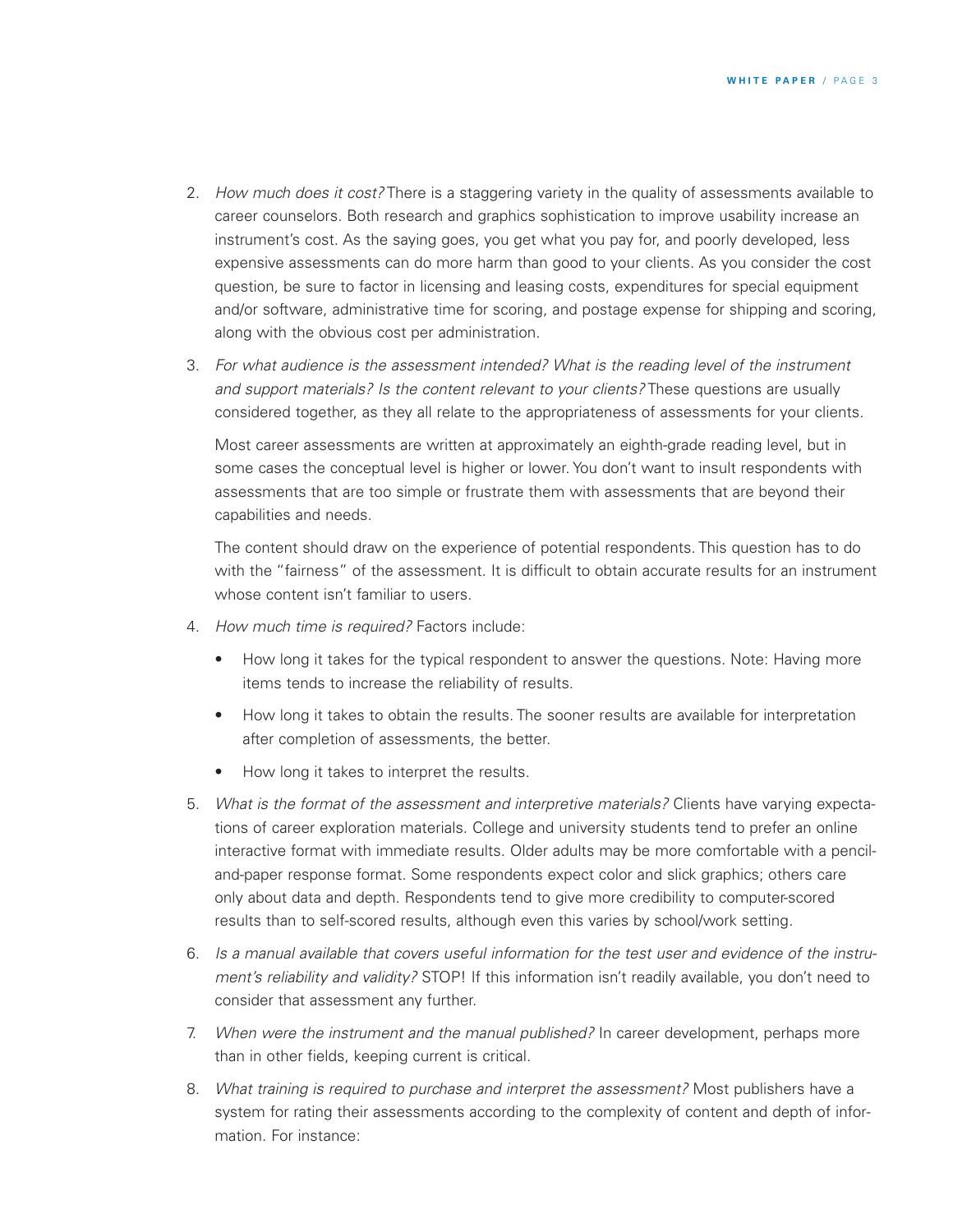2. *How much does it cost?* There is a staggering variety in the quality of assessments available to career counselors. Both research and graphics sophistication to improve usability increase an instrument's cost. As the saying goes, you get what you pay for, and poorly developed, less expensive assessments can do more harm than good to your clients. As you consider the cost question, be sure to factor in licensing and leasing costs, expenditures for special equipment and/or software, administrative time for scoring, and postage expense for shipping and scoring, along with the obvious cost per administration.

3. *For what audience is the assessment intended? What is the reading level of the instrument and support materials? Is the content relevant to your clients?* These questions are usually considered together, as they all relate to the appropriateness of assessments for your clients.

   Most career assessments are written at approximately an eighth-grade reading level, but in some cases the conceptual level is higher or lower. You don't want to insult respondents with assessments that are too simple or frustrate them with assessments that are beyond their capabilities and needs.

   The content should draw on the experience of potential respondents. This question has to do with the "fairness" of the assessment. It is difficult to obtain accurate results for an instrument whose content isn't familiar to users.

4. *How much time is required?* Factors include:

   - How long it takes for the typical respondent to answer the questions. Note: Having more items tends to increase the reliability of results.
   - How long it takes to obtain the results. The sooner results are available for interpretation after completion of assessments, the better.
   - How long it takes to interpret the results.

5. *What is the format of the assessment and interpretive materials?* Clients have varying expectations of career exploration materials. College and university students tend to prefer an online interactive format with immediate results. Older adults may be more comfortable with a pencil-and-paper response format. Some respondents expect color and slick graphics; others care only about data and depth. Respondents tend to give more credibility to computer-scored results than to self-scored results, although even this varies by school/work setting.

6. *Is a manual available that covers useful information for the test user and evidence of the instrument's reliability and validity?* STOP! If this information isn't readily available, you don't need to consider that assessment any further.

7. *When were the instrument and the manual published?* In career development, perhaps more than in other fields, keeping current is critical.

8. *What training is required to purchase and interpret the assessment?* Most publishers have a system for rating their assessments according to the complexity of content and depth of information. For instance: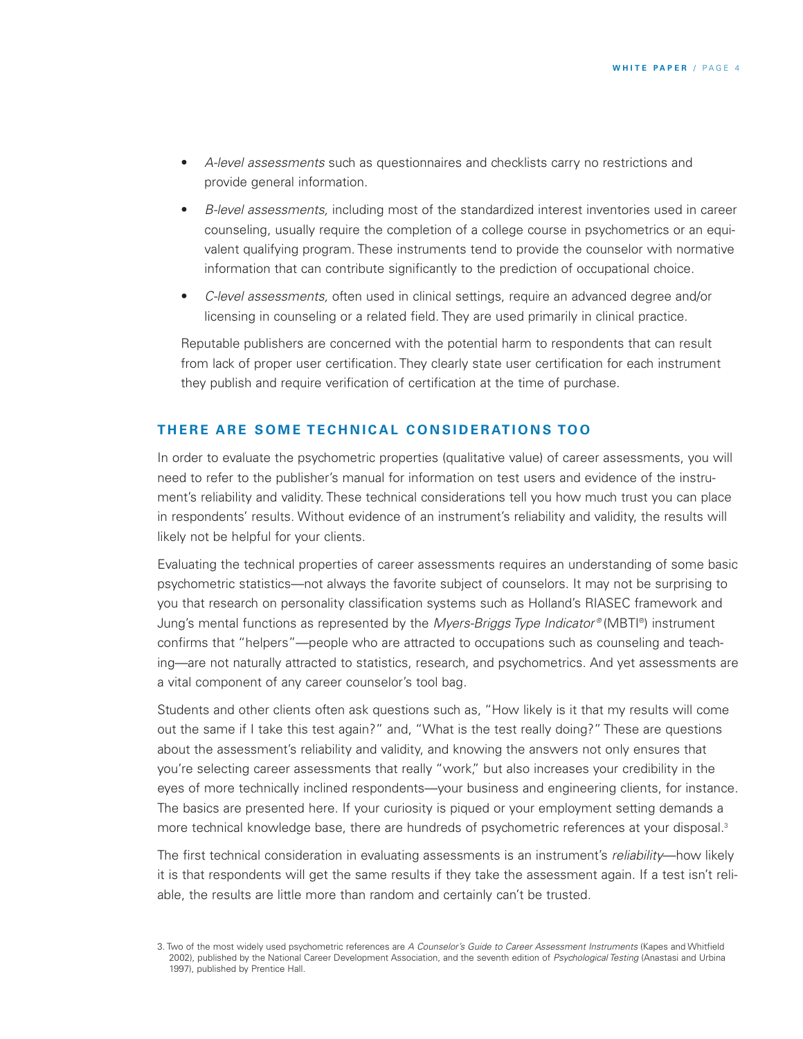- *A-level assessments* such as questionnaires and checklists carry no restrictions and provide general information.
- *B-level assessments,* including most of the standardized interest inventories used in career counseling, usually require the completion of a college course in psychometrics or an equivalent qualifying program. These instruments tend to provide the counselor with normative information that can contribute significantly to the prediction of occupational choice.
- *C-level assessments,* often used in clinical settings, require an advanced degree and/or licensing in counseling or a related field. They are used primarily in clinical practice.

Reputable publishers are concerned with the potential harm to respondents that can result from lack of proper user certification. They clearly state user certification for each instrument they publish and require verification of certification at the time of purchase.

## THERE ARE SOME TECHNICAL CONSIDERATIONS TOO

In order to evaluate the psychometric properties (qualitative value) of career assessments, you will need to refer to the publisher's manual for information on test users and evidence of the instrument's reliability and validity. These technical considerations tell you how much trust you can place in respondents' results. Without evidence of an instrument's reliability and validity, the results will likely not be helpful for your clients.

Evaluating the technical properties of career assessments requires an understanding of some basic psychometric statistics—not always the favorite subject of counselors. It may not be surprising to you that research on personality classification systems such as Holland's RIASEC framework and Jung's mental functions as represented by the *Myers-Briggs Type Indicator®* (MBTI®) instrument confirms that "helpers"—people who are attracted to occupations such as counseling and teaching—are not naturally attracted to statistics, research, and psychometrics. And yet assessments are a vital component of any career counselor's tool bag.

Students and other clients often ask questions such as, "How likely is it that my results will come out the same if I take this test again?" and, "What is the test really doing?" These are questions about the assessment's reliability and validity, and knowing the answers not only ensures that you're selecting career assessments that really "work," but also increases your credibility in the eyes of more technically inclined respondents—your business and engineering clients, for instance. The basics are presented here. If your curiosity is piqued or your employment setting demands a more technical knowledge base, there are hundreds of psychometric references at your disposal.[3]

The first technical consideration in evaluating assessments is an instrument's *reliability*—how likely it is that respondents will get the same results if they take the assessment again. If a test isn't reliable, the results are little more than random and certainly can't be trusted.

3. Two of the most widely used psychometric references are *A Counselor's Guide to Career Assessment Instruments* (Kapes and Whitfield 2002), published by the National Career Development Association, and the seventh edition of *Psychological Testing* (Anastasi and Urbina 1997), published by Prentice Hall.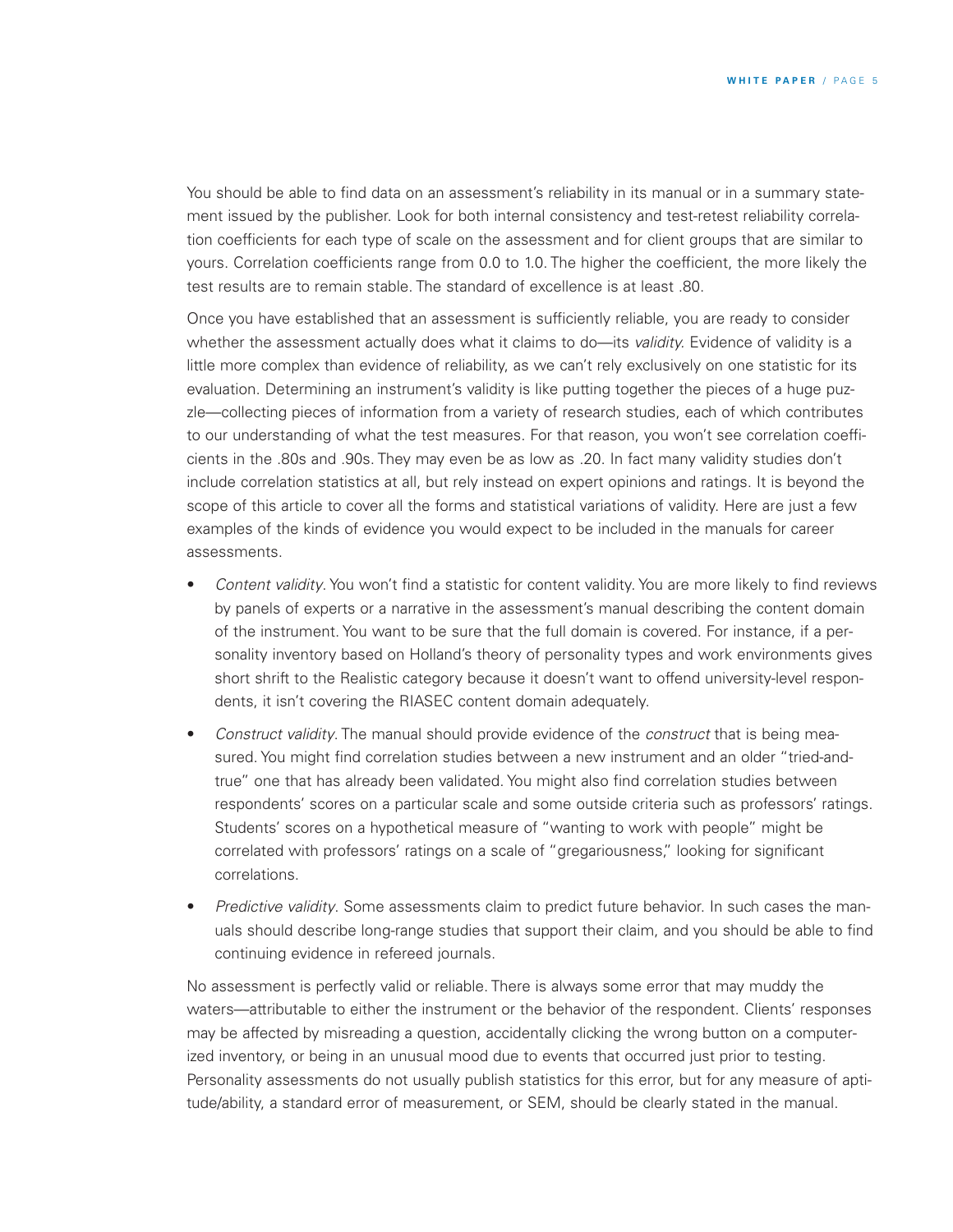You should be able to find data on an assessment's reliability in its manual or in a summary statement issued by the publisher. Look for both internal consistency and test-retest reliability correlation coefficients for each type of scale on the assessment and for client groups that are similar to yours. Correlation coefficients range from 0.0 to 1.0. The higher the coefficient, the more likely the test results are to remain stable. The standard of excellence is at least .80.

Once you have established that an assessment is sufficiently reliable, you are ready to consider whether the assessment actually does what it claims to do—its *validity*. Evidence of validity is a little more complex than evidence of reliability, as we can't rely exclusively on one statistic for its evaluation. Determining an instrument's validity is like putting together the pieces of a huge puzzle—collecting pieces of information from a variety of research studies, each of which contributes to our understanding of what the test measures. For that reason, you won't see correlation coefficients in the .80s and .90s. They may even be as low as .20. In fact many validity studies don't include correlation statistics at all, but rely instead on expert opinions and ratings. It is beyond the scope of this article to cover all the forms and statistical variations of validity. Here are just a few examples of the kinds of evidence you would expect to be included in the manuals for career assessments.

- *Content validity*. You won't find a statistic for content validity. You are more likely to find reviews by panels of experts or a narrative in the assessment's manual describing the content domain of the instrument. You want to be sure that the full domain is covered. For instance, if a personality inventory based on Holland's theory of personality types and work environments gives short shrift to the Realistic category because it doesn't want to offend university-level respondents, it isn't covering the RIASEC content domain adequately.
- *Construct validity*. The manual should provide evidence of the *construct* that is being measured. You might find correlation studies between a new instrument and an older "tried-and-true" one that has already been validated. You might also find correlation studies between respondents' scores on a particular scale and some outside criteria such as professors' ratings. Students' scores on a hypothetical measure of "wanting to work with people" might be correlated with professors' ratings on a scale of "gregariousness," looking for significant correlations.
- *Predictive validity*. Some assessments claim to predict future behavior. In such cases the manuals should describe long-range studies that support their claim, and you should be able to find continuing evidence in refereed journals.

No assessment is perfectly valid or reliable. There is always some error that may muddy the waters—attributable to either the instrument or the behavior of the respondent. Clients' responses may be affected by misreading a question, accidentally clicking the wrong button on a computerized inventory, or being in an unusual mood due to events that occurred just prior to testing. Personality assessments do not usually publish statistics for this error, but for any measure of aptitude/ability, a standard error of measurement, or SEM, should be clearly stated in the manual.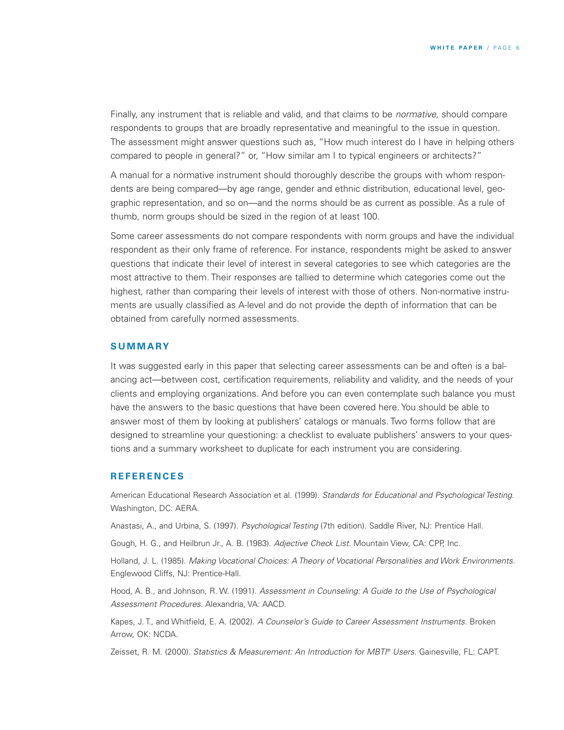Finally, any instrument that is reliable and valid, and that claims to be *normative,* should compare respondents to groups that are broadly representative and meaningful to the issue in question. The assessment might answer questions such as, "How much interest do I have in helping others compared to people in general?" or, "How similar am I to typical engineers or architects?"

A manual for a normative instrument should thoroughly describe the groups with whom respondents are being compared—by age range, gender and ethnic distribution, educational level, geographic representation, and so on—and the norms should be as current as possible. As a rule of thumb, norm groups should be sized in the region of at least 100.

Some career assessments do not compare respondents with norm groups and have the individual respondent as their only frame of reference. For instance, respondents might be asked to answer questions that indicate their level of interest in several categories to see which categories are the most attractive to them. Their responses are tallied to determine which categories come out the highest, rather than comparing their levels of interest with those of others. Non-normative instruments are usually classified as A-level and do not provide the depth of information that can be obtained from carefully normed assessments.

## SUMMARY

It was suggested early in this paper that selecting career assessments can be and often is a balancing act—between cost, certification requirements, reliability and validity, and the needs of your clients and employing organizations. And before you can even contemplate such balance you must have the answers to the basic questions that have been covered here. You should be able to answer most of them by looking at publishers' catalogs or manuals. Two forms follow that are designed to streamline your questioning: a checklist to evaluate publishers' answers to your questions and a summary worksheet to duplicate for each instrument you are considering.

## REFERENCES

American Educational Research Association et al. (1999). *Standards for Educational and Psychological Testing*. Washington, DC: AERA.

Anastasi, A., and Urbina, S. (1997). *Psychological Testing* (7th edition). Saddle River, NJ: Prentice Hall.

Gough, H. G., and Heilbrun Jr., A. B. (1983). *Adjective Check List*. Mountain View, CA: CPP, Inc.

Holland, J. L. (1985). *Making Vocational Choices: A Theory of Vocational Personalities and Work Environments*. Englewood Cliffs, NJ: Prentice-Hall.

Hood, A. B., and Johnson, R. W. (1991). *Assessment in Counseling: A Guide to the Use of Psychological Assessment Procedures*. Alexandria, VA: AACD.

Kapes, J. T., and Whitfield, E. A. (2002). *A Counselor's Guide to Career Assessment Instruments*. Broken Arrow, OK: NCDA.

Zeisset, R. M. (2000). *Statistics & Measurement: An Introduction for MBTI® Users*. Gainesville, FL: CAPT.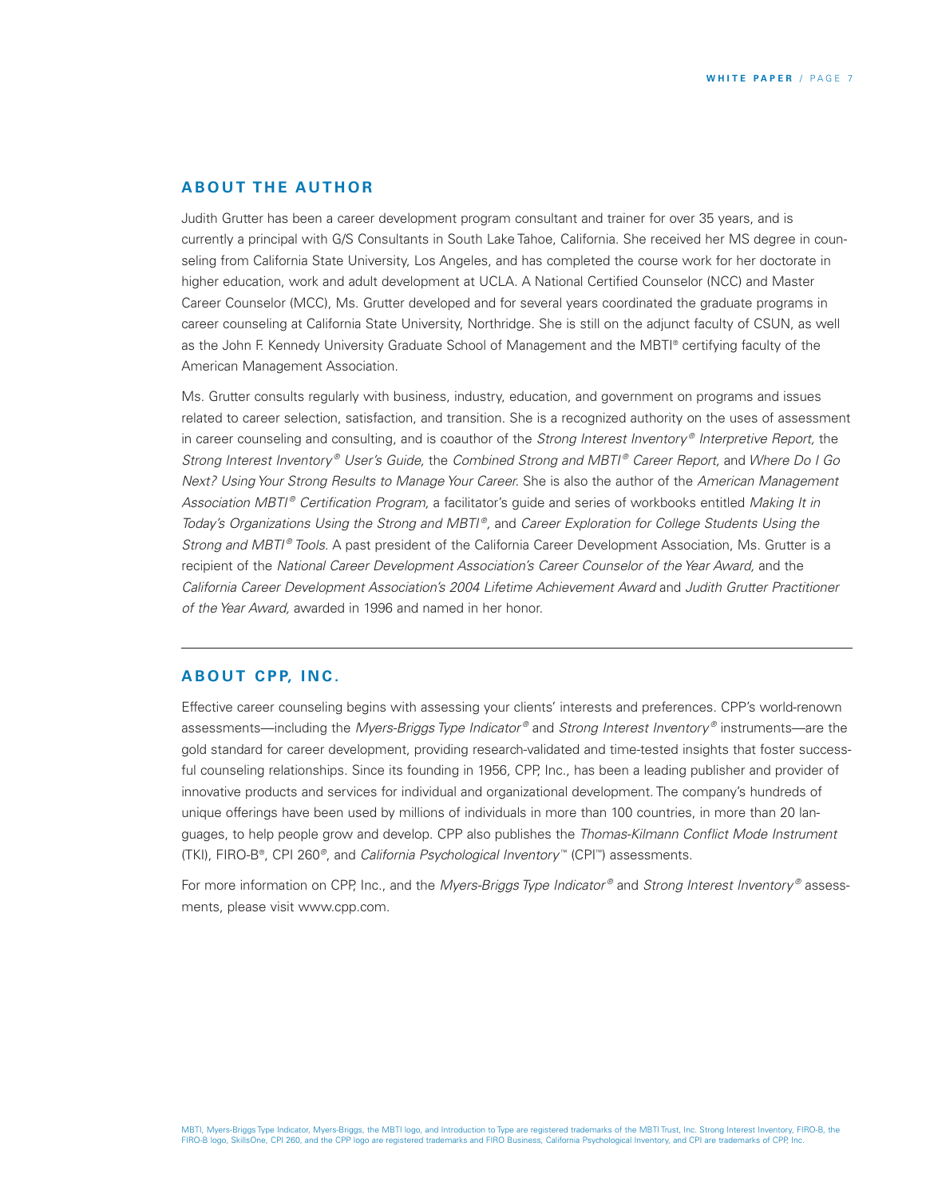## ABOUT THE AUTHOR

Judith Grutter has been a career development program consultant and trainer for over 35 years, and is currently a principal with G/S Consultants in South Lake Tahoe, California. She received her MS degree in counseling from California State University, Los Angeles, and has completed the course work for her doctorate in higher education, work and adult development at UCLA. A National Certified Counselor (NCC) and Master Career Counselor (MCC), Ms. Grutter developed and for several years coordinated the graduate programs in career counseling at California State University, Northridge. She is still on the adjunct faculty of CSUN, as well as the John F. Kennedy University Graduate School of Management and the MBTI® certifying faculty of the American Management Association.

Ms. Grutter consults regularly with business, industry, education, and government on programs and issues related to career selection, satisfaction, and transition. She is a recognized authority on the uses of assessment in career counseling and consulting, and is coauthor of the *Strong Interest Inventory® Interpretive Report,* the *Strong Interest Inventory® User's Guide,* the *Combined Strong and MBTI® Career Report,* and *Where Do I Go Next? Using Your Strong Results to Manage Your Career.* She is also the author of the *American Management Association MBTI® Certification Program,* a facilitator's guide and series of workbooks entitled *Making It in Today's Organizations Using the Strong and MBTI®,* and *Career Exploration for College Students Using the Strong and MBTI® Tools.* A past president of the California Career Development Association, Ms. Grutter is a recipient of the *National Career Development Association's Career Counselor of the Year Award,* and the *California Career Development Association's 2004 Lifetime Achievement Award* and *Judith Grutter Practitioner of the Year Award,* awarded in 1996 and named in her honor.

---

## ABOUT CPP, INC.

Effective career counseling begins with assessing your clients' interests and preferences. CPP's world-renown assessments—including the *Myers-Briggs Type Indicator®* and *Strong Interest Inventory®* instruments—are the gold standard for career development, providing research-validated and time-tested insights that foster successful counseling relationships. Since its founding in 1956, CPP, Inc., has been a leading publisher and provider of innovative products and services for individual and organizational development. The company's hundreds of unique offerings have been used by millions of individuals in more than 100 countries, in more than 20 languages, to help people grow and develop. CPP also publishes the *Thomas-Kilmann Conflict Mode Instrument* (TKI), FIRO-B®, CPI 260®, and *California Psychological Inventory™* (CPI™) assessments.

For more information on CPP, Inc., and the *Myers-Briggs Type Indicator®* and *Strong Interest Inventory®* assessments, please visit www.cpp.com.

MBTI, Myers-Briggs Type Indicator, Myers-Briggs, the MBTI logo, and Introduction to Type are registered trademarks of the MBTI Trust, Inc. Strong Interest Inventory, FIRO-B, the FIRO-B logo, SkillsOne, CPI 260, and the CPP logo are registered trademarks and FIRO Business, California Psychological Inventory, and CPI are trademarks of CPP, Inc.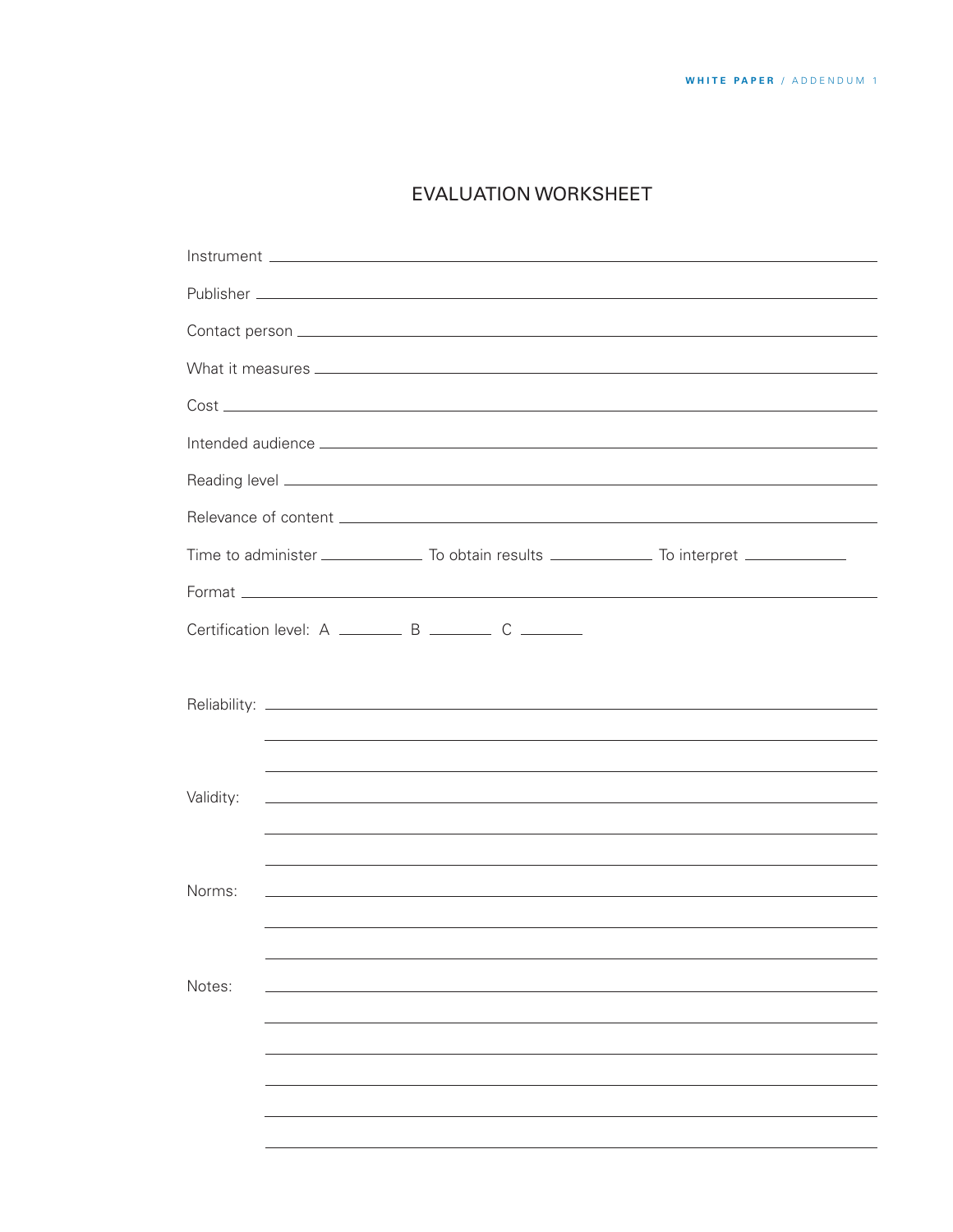# EVALUATION WORKSHEET

Instrument ______________________________________________

Publisher ______________________________________________

Contact person ______________________________________________

What it measures ______________________________________________

Cost ______________________________________________

Intended audience ______________________________________________

Reading level ______________________________________________

Relevance of content ______________________________________________

Time to administer ____________ To obtain results ____________ To interpret ____________

Format ______________________________________________

Certification level: A ________ B ________ C ________

Reliability: ______________________________________________

______________________________________________

______________________________________________

Validity: ______________________________________________

______________________________________________

______________________________________________

Norms: ______________________________________________

______________________________________________

______________________________________________

Notes: ______________________________________________

______________________________________________

______________________________________________

______________________________________________

______________________________________________

______________________________________________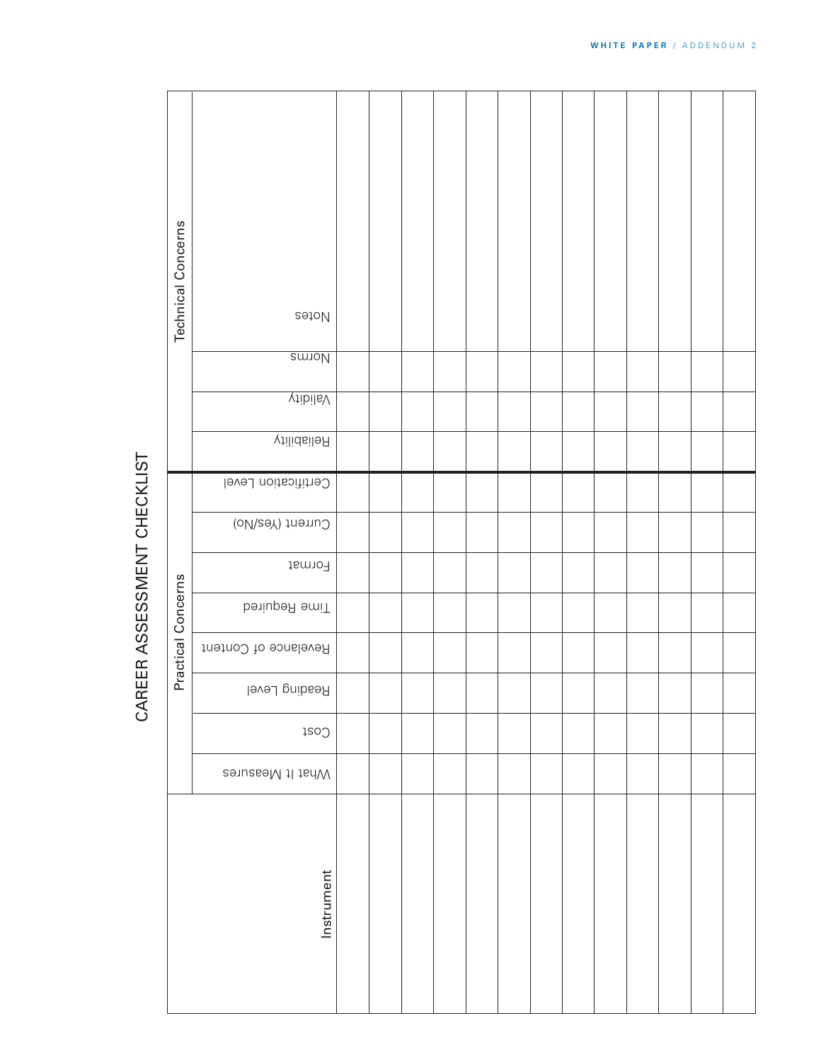# CAREER ASSESSMENT CHECKLIST

| Instrument | Practical Concerns | | | | | | | | Technical Concerns | | | |
|---|---|---|---|---|---|---|---|---|---|---|---|---|
| | What It Measures | Cost | Reading Level | Revelance of Content | Time Required | Format | Current (Yes/No) | Certification Level | Reliability | Validity | Norms | Notes |
| | | | | | | | | | | | | |
| | | | | | | | | | | | | |
| | | | | | | | | | | | | |
| | | | | | | | | | | | | |
| | | | | | | | | | | | | |
| | | | | | | | | | | | | |
| | | | | | | | | | | | | |
| | | | | | | | | | | | | |
| | | | | | | | | | | | | |
| | | | | | | | | | | | | |
| | | | | | | | | | | | | |
| | | | | | | | | | | | | |
| | | | | | | | | | | | | |